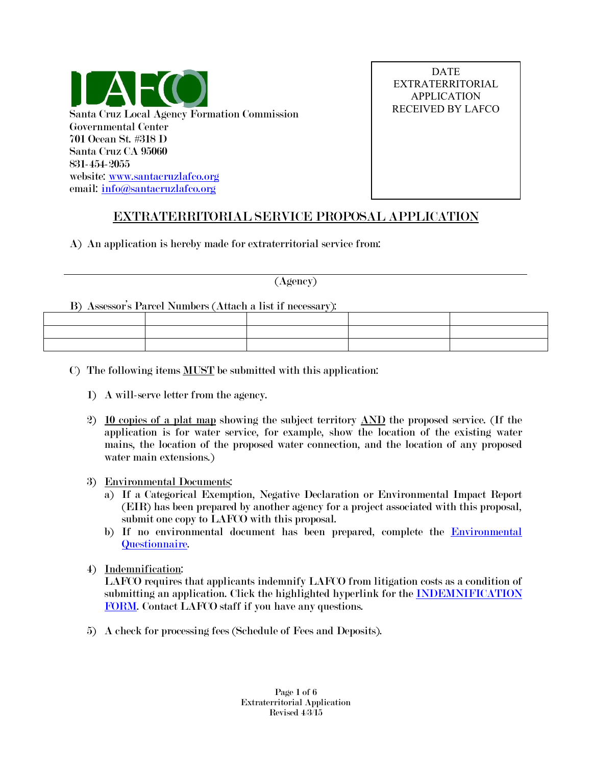LAFCO

Santa Cruz Local Agency Formation Commission
Governmental Center
701 Ocean St. #318 D
Santa Cruz CA 95060
831-454-2055
website: www.santacruzlafco.org
email: info@santacruzlafco.org

| DATE EXTRATERRITORIAL APPLICATION RECEIVED BY LAFCO |
|---|
| |

# EXTRATERRITORIAL SERVICE PROPOSAL APPLICATION

A) An application is hereby made for extraterritorial service from:

___________________________________________________________
(Agency)

B) Assessor's Parcel Numbers (Attach a list if necessary):

| | | | | |
|---|---|---|---|---|
| | | | | |
| | | | | |
| | | | | |

C) The following items **MUST** be submitted with this application:

1) A will-serve letter from the agency.

2) 10 copies of a plat map showing the subject territory AND the proposed service. (If the application is for water service, for example, show the location of the existing water mains, the location of the proposed water connection, and the location of any proposed water main extensions.)

3) Environmental Documents:
   a) If a Categorical Exemption, Negative Declaration or Environmental Impact Report (EIR) has been prepared by another agency for a project associated with this proposal, submit one copy to LAFCO with this proposal.
   b) If no environmental document has been prepared, complete the Environmental Questionnaire.

4) Indemnification:
   LAFCO requires that applicants indemnify LAFCO from litigation costs as a condition of submitting an application. Click the highlighted hyperlink for the INDEMNIFICATION FORM. Contact LAFCO staff if you have any questions.

5) A check for processing fees (Schedule of Fees and Deposits).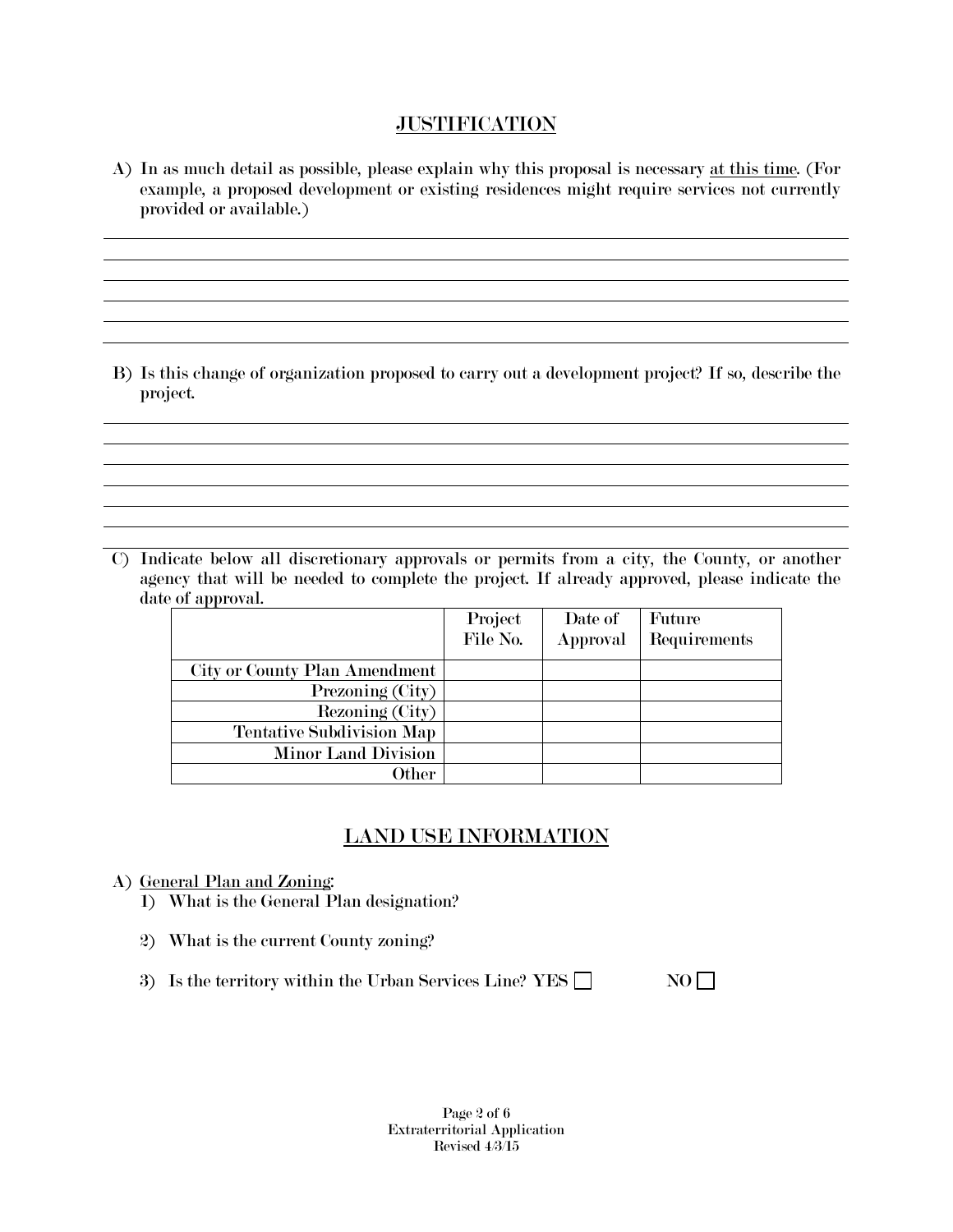## JUSTIFICATION

A) In as much detail as possible, please explain why this proposal is necessary <u>at this time</u>. (For example, a proposed development or existing residences might require services not currently provided or available.)

B) Is this change of organization proposed to carry out a development project? If so, describe the project.

C) Indicate below all discretionary approvals or permits from a city, the County, or another agency that will be needed to complete the project. If already approved, please indicate the date of approval.

| | Project File No. | Date of Approval | Future Requirements |
|---|---|---|---|
| City or County Plan Amendment | | | |
| Prezoning (City) | | | |
| Rezoning (City) | | | |
| Tentative Subdivision Map | | | |
| Minor Land Division | | | |
| Other | | | |

## LAND USE INFORMATION

A) <u>General Plan and Zoning</u>:

1) What is the General Plan designation?

2) What is the current County zoning?

3) Is the territory within the Urban Services Line? YES ☐ NO ☐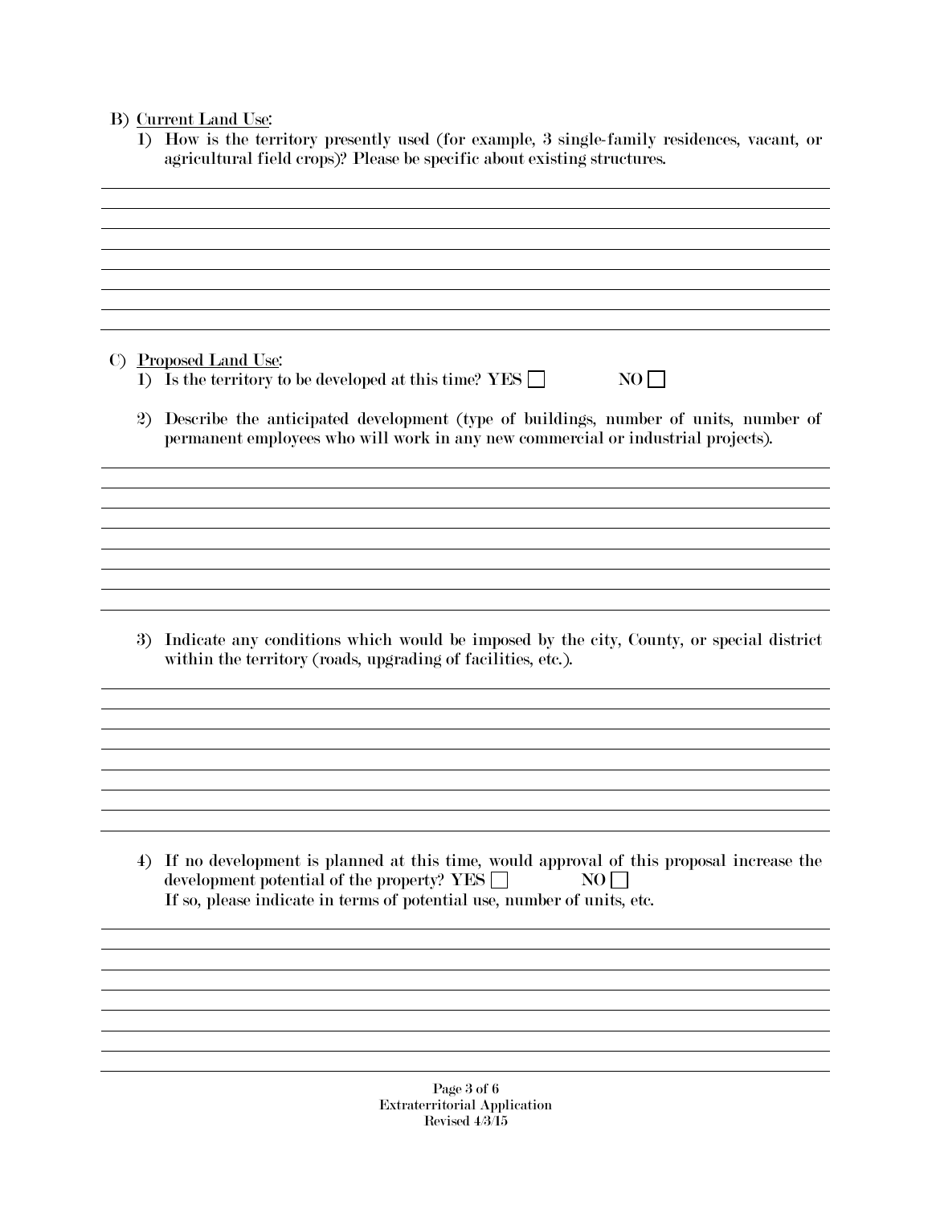B) <u>Current Land Use</u>:

1) How is the territory presently used (for example, 3 single-family residences, vacant, or agricultural field crops)? Please be specific about existing structures.

C) <u>Proposed Land Use</u>:

1) Is the territory to be developed at this time? YES ☐ NO ☐

2) Describe the anticipated development (type of buildings, number of units, number of permanent employees who will work in any new commercial or industrial projects).

3) Indicate any conditions which would be imposed by the city, County, or special district within the territory (roads, upgrading of facilities, etc.).

4) If no development is planned at this time, would approval of this proposal increase the development potential of the property? YES ☐ NO ☐
If so, please indicate in terms of potential use, number of units, etc.

Extraterritorial Application
Revised 4/3/15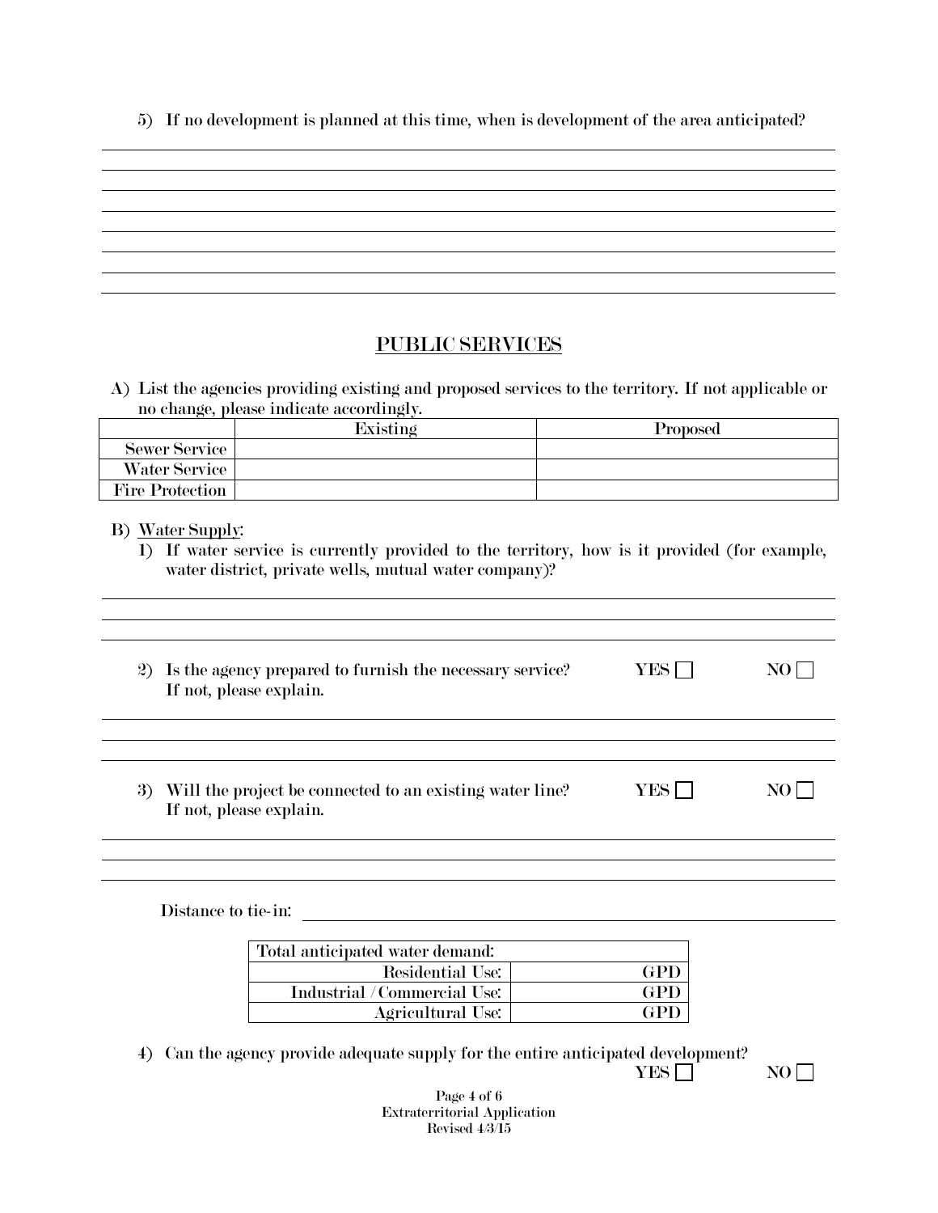5) If no development is planned at this time, when is development of the area anticipated?

## PUBLIC SERVICES

A) List the agencies providing existing and proposed services to the territory. If not applicable or no change, please indicate accordingly.

| | Existing | Proposed |
|---|---|---|
| Sewer Service | | |
| Water Service | | |
| Fire Protection | | |

B) Water Supply:

1) If water service is currently provided to the territory, how is it provided (for example, water district, private wells, mutual water company)?

2) Is the agency prepared to furnish the necessary service? YES ☐ NO ☐
If not, please explain.

3) Will the project be connected to an existing water line? YES ☐ NO ☐
If not, please explain.

Distance to tie-in: ______________________

| Total anticipated water demand: | |
|---|---|
| Residential Use: | GPD |
| Industrial / Commercial Use: | GPD |
| Agricultural Use: | GPD |

4) Can the agency provide adequate supply for the entire anticipated development? YES ☐ NO ☐

Extraterritorial Application
Revised 4/3/15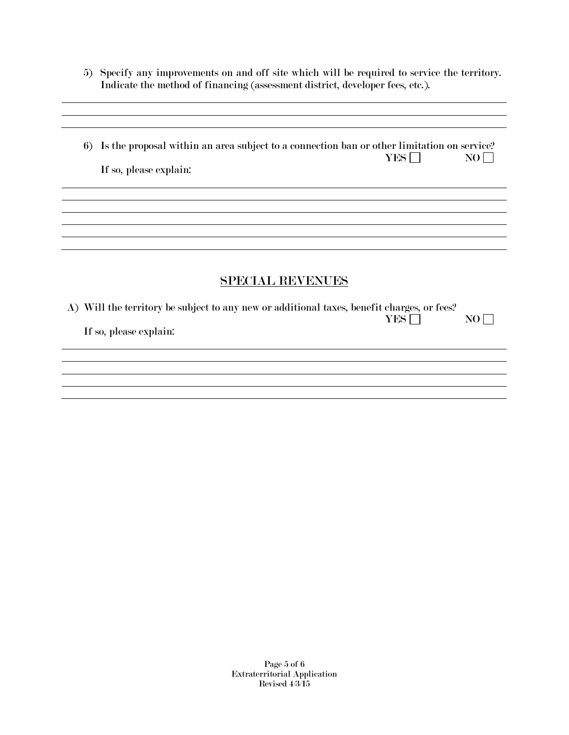5) Specify any improvements on and off site which will be required to service the territory. Indicate the method of financing (assessment district, developer fees, etc.).

______________________________________________________________________________

______________________________________________________________________________

______________________________________________________________________________

6) Is the proposal within an area subject to a connection ban or other limitation on service?

YES ☐ NO ☐

If so, please explain:

______________________________________________________________________________

______________________________________________________________________________

______________________________________________________________________________

______________________________________________________________________________

______________________________________________________________________________

## SPECIAL REVENUES

A) Will the territory be subject to any new or additional taxes, benefit charges, or fees?

YES ☐ NO ☐

If so, please explain:

______________________________________________________________________________

______________________________________________________________________________

______________________________________________________________________________

______________________________________________________________________________

Extraterritorial Application
Revised 4/3/15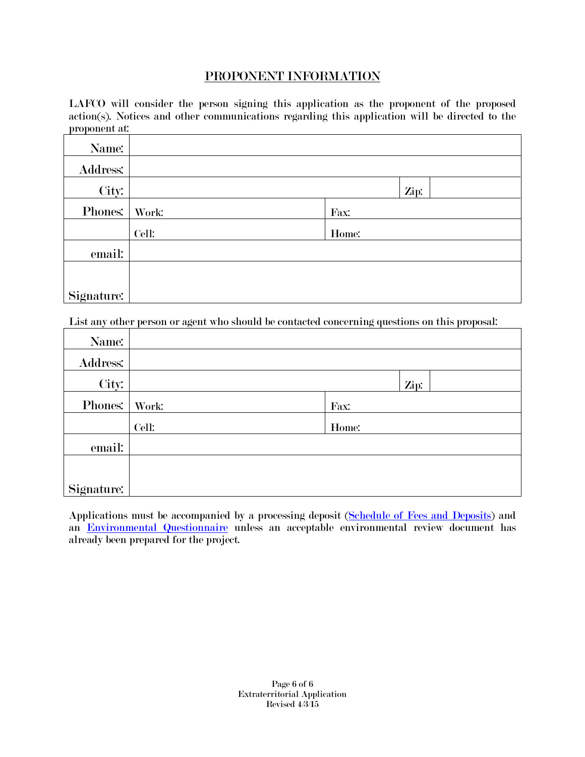## PROPONENT INFORMATION

LAFCO will consider the person signing this application as the proponent of the proposed action(s). Notices and other communications regarding this application will be directed to the proponent at:

| | | | |
|---|---|---|---|
| Name: | | | |
| Address: | | | |
| City: | | Zip: | |
| Phones: | Work: | Fax: | |
| | Cell: | Home: | |
| email: | | | |
| Signature: | | | |

List any other person or agent who should be contacted concerning questions on this proposal:

| | | | |
|---|---|---|---|
| Name: | | | |
| Address: | | | |
| City: | | Zip: | |
| Phones: | Work: | Fax: | |
| | Cell: | Home: | |
| email: | | | |
| Signature: | | | |

Applications must be accompanied by a processing deposit (Schedule of Fees and Deposits) and an Environmental Questionnaire unless an acceptable environmental review document has already been prepared for the project.

Extraterritorial Application
Revised 4/3/15